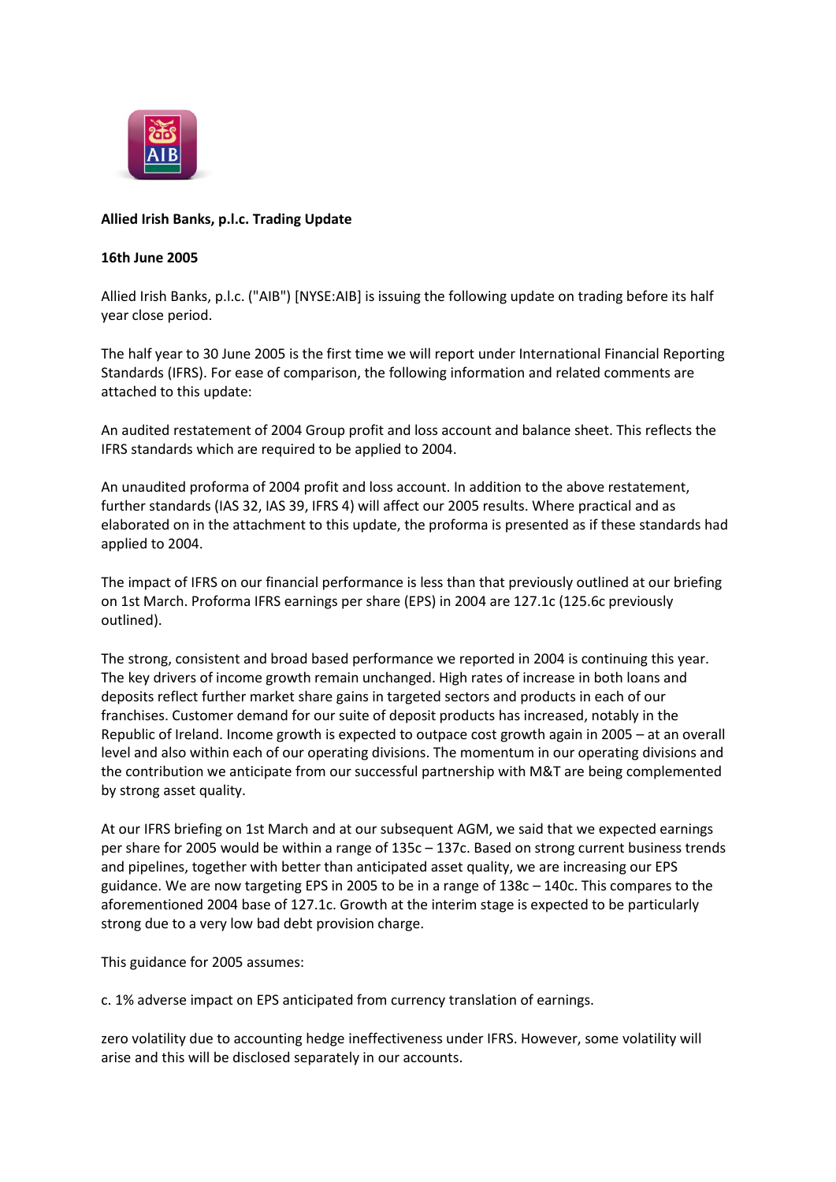**Allied Irish Banks, p.l.c. Trading Update**

**16th June 2005**

Allied Irish Banks, p.l.c. ("AIB") [NYSE:AIB] is issuing the following update on trading before its half year close period.

The half year to 30 June 2005 is the first time we will report under International Financial Reporting Standards (IFRS). For ease of comparison, the following information and related comments are attached to this update:

An audited restatement of 2004 Group profit and loss account and balance sheet. This reflects the IFRS standards which are required to be applied to 2004.

An unaudited proforma of 2004 profit and loss account. In addition to the above restatement, further standards (IAS 32, IAS 39, IFRS 4) will affect our 2005 results. Where practical and as elaborated on in the attachment to this update, the proforma is presented as if these standards had applied to 2004.

The impact of IFRS on our financial performance is less than that previously outlined at our briefing on 1st March. Proforma IFRS earnings per share (EPS) in 2004 are 127.1c (125.6c previously outlined).

The strong, consistent and broad based performance we reported in 2004 is continuing this year. The key drivers of income growth remain unchanged. High rates of increase in both loans and deposits reflect further market share gains in targeted sectors and products in each of our franchises. Customer demand for our suite of deposit products has increased, notably in the Republic of Ireland. Income growth is expected to outpace cost growth again in 2005 – at an overall level and also within each of our operating divisions. The momentum in our operating divisions and the contribution we anticipate from our successful partnership with M&T are being complemented by strong asset quality.

At our IFRS briefing on 1st March and at our subsequent AGM, we said that we expected earnings per share for 2005 would be within a range of 135c – 137c. Based on strong current business trends and pipelines, together with better than anticipated asset quality, we are increasing our EPS guidance. We are now targeting EPS in 2005 to be in a range of 138c – 140c. This compares to the aforementioned 2004 base of 127.1c. Growth at the interim stage is expected to be particularly strong due to a very low bad debt provision charge.

This guidance for 2005 assumes:

c. 1% adverse impact on EPS anticipated from currency translation of earnings.

zero volatility due to accounting hedge ineffectiveness under IFRS. However, some volatility will arise and this will be disclosed separately in our accounts.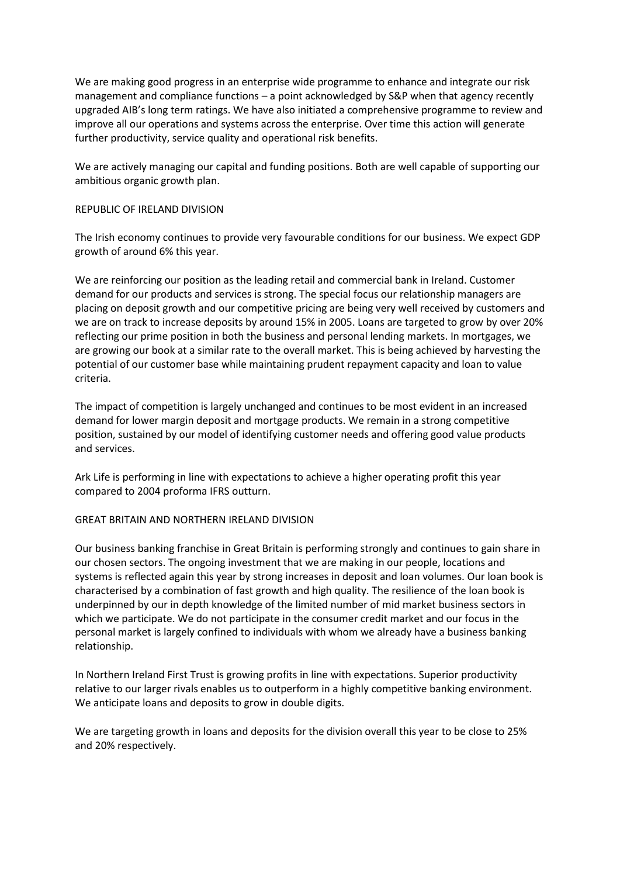We are making good progress in an enterprise wide programme to enhance and integrate our risk management and compliance functions – a point acknowledged by S&P when that agency recently upgraded AIB's long term ratings. We have also initiated a comprehensive programme to review and improve all our operations and systems across the enterprise. Over time this action will generate further productivity, service quality and operational risk benefits.

We are actively managing our capital and funding positions. Both are well capable of supporting our ambitious organic growth plan.

## REPUBLIC OF IRELAND DIVISION

The Irish economy continues to provide very favourable conditions for our business. We expect GDP growth of around 6% this year.

We are reinforcing our position as the leading retail and commercial bank in Ireland. Customer demand for our products and services is strong. The special focus our relationship managers are placing on deposit growth and our competitive pricing are being very well received by customers and we are on track to increase deposits by around 15% in 2005. Loans are targeted to grow by over 20% reflecting our prime position in both the business and personal lending markets. In mortgages, we are growing our book at a similar rate to the overall market. This is being achieved by harvesting the potential of our customer base while maintaining prudent repayment capacity and loan to value criteria.

The impact of competition is largely unchanged and continues to be most evident in an increased demand for lower margin deposit and mortgage products. We remain in a strong competitive position, sustained by our model of identifying customer needs and offering good value products and services.

Ark Life is performing in line with expectations to achieve a higher operating profit this year compared to 2004 proforma IFRS outturn.

## GREAT BRITAIN AND NORTHERN IRELAND DIVISION

Our business banking franchise in Great Britain is performing strongly and continues to gain share in our chosen sectors. The ongoing investment that we are making in our people, locations and systems is reflected again this year by strong increases in deposit and loan volumes. Our loan book is characterised by a combination of fast growth and high quality. The resilience of the loan book is underpinned by our in depth knowledge of the limited number of mid market business sectors in which we participate. We do not participate in the consumer credit market and our focus in the personal market is largely confined to individuals with whom we already have a business banking relationship.

In Northern Ireland First Trust is growing profits in line with expectations. Superior productivity relative to our larger rivals enables us to outperform in a highly competitive banking environment. We anticipate loans and deposits to grow in double digits.

We are targeting growth in loans and deposits for the division overall this year to be close to 25% and 20% respectively.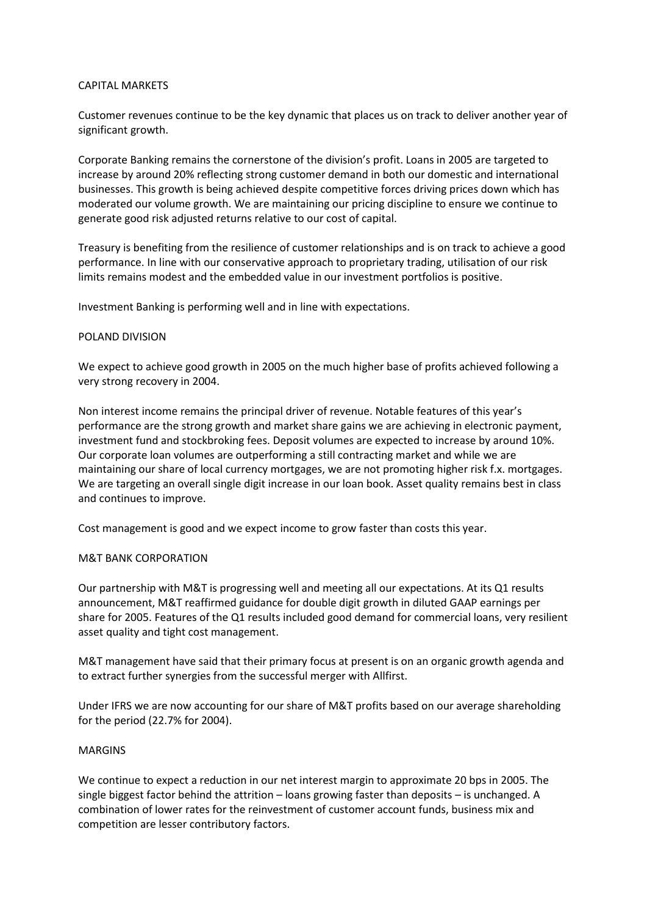## CAPITAL MARKETS

Customer revenues continue to be the key dynamic that places us on track to deliver another year of significant growth.

Corporate Banking remains the cornerstone of the division's profit. Loans in 2005 are targeted to increase by around 20% reflecting strong customer demand in both our domestic and international businesses. This growth is being achieved despite competitive forces driving prices down which has moderated our volume growth. We are maintaining our pricing discipline to ensure we continue to generate good risk adjusted returns relative to our cost of capital.

Treasury is benefiting from the resilience of customer relationships and is on track to achieve a good performance. In line with our conservative approach to proprietary trading, utilisation of our risk limits remains modest and the embedded value in our investment portfolios is positive.

Investment Banking is performing well and in line with expectations.

## POLAND DIVISION

We expect to achieve good growth in 2005 on the much higher base of profits achieved following a very strong recovery in 2004.

Non interest income remains the principal driver of revenue. Notable features of this year's performance are the strong growth and market share gains we are achieving in electronic payment, investment fund and stockbroking fees. Deposit volumes are expected to increase by around 10%. Our corporate loan volumes are outperforming a still contracting market and while we are maintaining our share of local currency mortgages, we are not promoting higher risk f.x. mortgages. We are targeting an overall single digit increase in our loan book. Asset quality remains best in class and continues to improve.

Cost management is good and we expect income to grow faster than costs this year.

## M&T BANK CORPORATION

Our partnership with M&T is progressing well and meeting all our expectations. At its Q1 results announcement, M&T reaffirmed guidance for double digit growth in diluted GAAP earnings per share for 2005. Features of the Q1 results included good demand for commercial loans, very resilient asset quality and tight cost management.

M&T management have said that their primary focus at present is on an organic growth agenda and to extract further synergies from the successful merger with Allfirst.

Under IFRS we are now accounting for our share of M&T profits based on our average shareholding for the period (22.7% for 2004).

## MARGINS

We continue to expect a reduction in our net interest margin to approximate 20 bps in 2005. The single biggest factor behind the attrition – loans growing faster than deposits – is unchanged. A combination of lower rates for the reinvestment of customer account funds, business mix and competition are lesser contributory factors.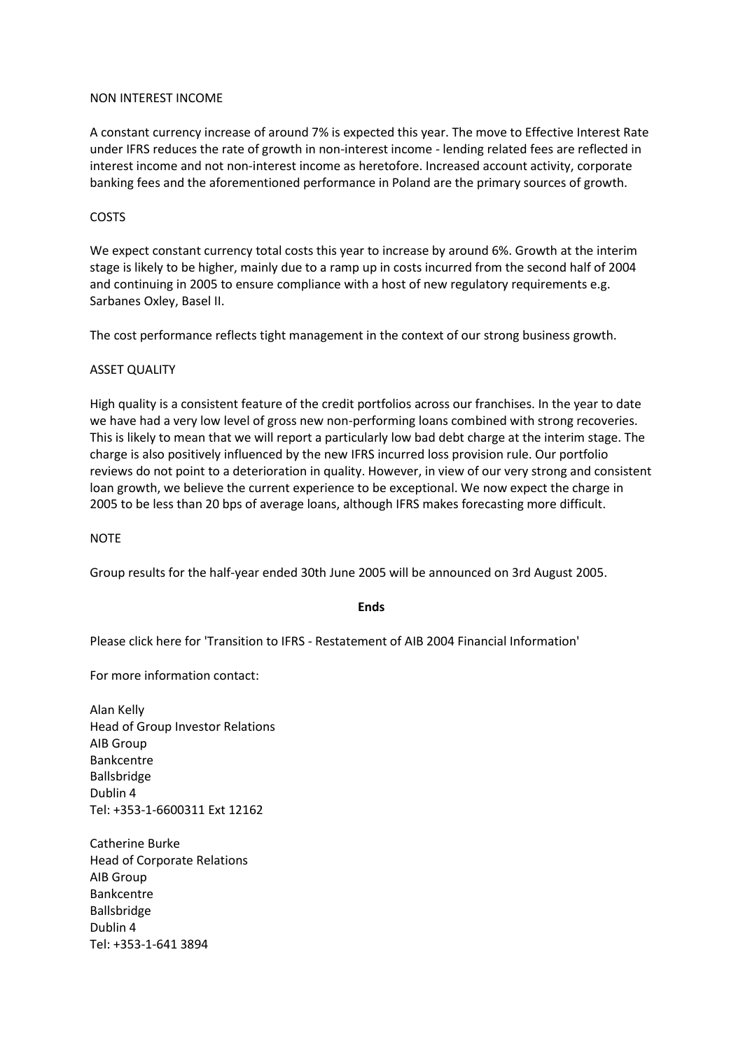## NON INTEREST INCOME

A constant currency increase of around 7% is expected this year. The move to Effective Interest Rate under IFRS reduces the rate of growth in non-interest income - lending related fees are reflected in interest income and not non-interest income as heretofore. Increased account activity, corporate banking fees and the aforementioned performance in Poland are the primary sources of growth.

## COSTS

We expect constant currency total costs this year to increase by around 6%. Growth at the interim stage is likely to be higher, mainly due to a ramp up in costs incurred from the second half of 2004 and continuing in 2005 to ensure compliance with a host of new regulatory requirements e.g. Sarbanes Oxley, Basel II.

The cost performance reflects tight management in the context of our strong business growth.

## ASSET QUALITY

High quality is a consistent feature of the credit portfolios across our franchises. In the year to date we have had a very low level of gross new non-performing loans combined with strong recoveries. This is likely to mean that we will report a particularly low bad debt charge at the interim stage. The charge is also positively influenced by the new IFRS incurred loss provision rule. Our portfolio reviews do not point to a deterioration in quality. However, in view of our very strong and consistent loan growth, we believe the current experience to be exceptional. We now expect the charge in 2005 to be less than 20 bps of average loans, although IFRS makes forecasting more difficult.

## NOTE

Group results for the half-year ended 30th June 2005 will be announced on 3rd August 2005.

**Ends**

Please click here for 'Transition to IFRS - Restatement of AIB 2004 Financial Information'

For more information contact:

Alan Kelly
Head of Group Investor Relations
AIB Group
Bankcentre
Ballsbridge
Dublin 4
Tel: +353-1-6600311 Ext 12162

Catherine Burke
Head of Corporate Relations
AIB Group
Bankcentre
Ballsbridge
Dublin 4
Tel: +353-1-641 3894